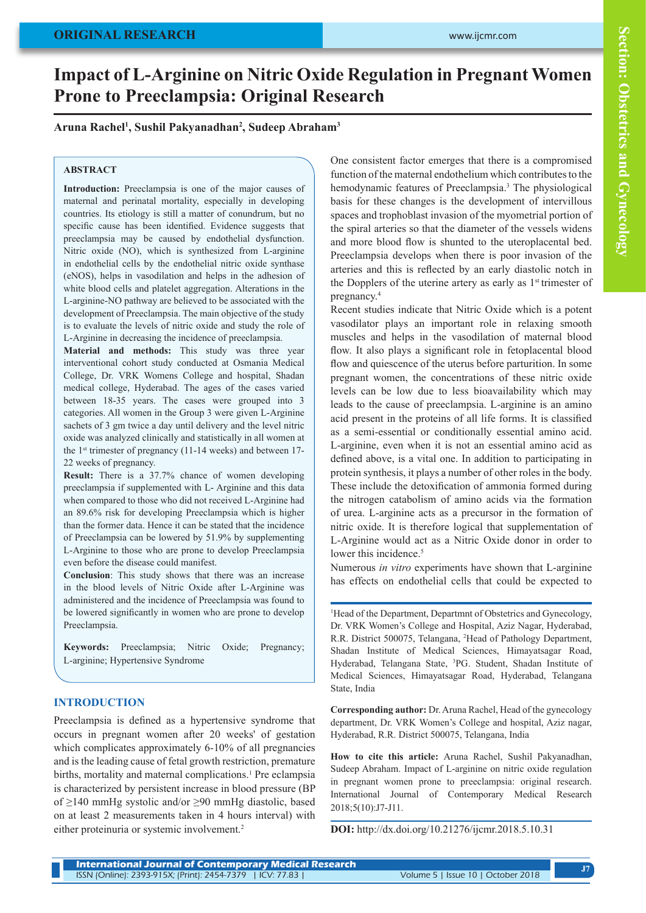ORIGINAL RESEARCH

# Impact of L-Arginine on Nitric Oxide Regulation in Pregnant Women Prone to Preeclampsia: Original Research

**Aruna Rachel[1], Sushil Pakyanadhan[2], Sudeep Abraham[3]**

## ABSTRACT

**Introduction:** Preeclampsia is one of the major causes of maternal and perinatal mortality, especially in developing countries. Its etiology is still a matter of conundrum, but no specific cause has been identified. Evidence suggests that preeclampsia may be caused by endothelial dysfunction. Nitric oxide (NO), which is synthesized from L-arginine in endothelial cells by the endothelial nitric oxide synthase (eNOS), helps in vasodilation and helps in the adhesion of white blood cells and platelet aggregation. Alterations in the L-arginine-NO pathway are believed to be associated with the development of Preeclampsia. The main objective of the study is to evaluate the levels of nitric oxide and study the role of L-Arginine in decreasing the incidence of preeclampsia.

**Material and methods:** This study was three year interventional cohort study conducted at Osmania Medical College, Dr. VRK Womens College and hospital, Shadan medical college, Hyderabad. The ages of the cases varied between 18-35 years. The cases were grouped into 3 categories. All women in the Group 3 were given L-Arginine sachets of 3 gm twice a day until delivery and the level nitric oxide was analyzed clinically and statistically in all women at the 1st trimester of pregnancy (11-14 weeks) and between 17-22 weeks of pregnancy.

**Result:** There is a 37.7% chance of women developing preeclampsia if supplemented with L- Arginine and this data when compared to those who did not received L-Arginine had an 89.6% risk for developing Preeclampsia which is higher than the former data. Hence it can be stated that the incidence of Preeclampsia can be lowered by 51.9% by supplementing L-Arginine to those who are prone to develop Preeclampsia even before the disease could manifest.

**Conclusion**: This study shows that there was an increase in the blood levels of Nitric Oxide after L-Arginine was administered and the incidence of Preeclampsia was found to be lowered significantly in women who are prone to develop Preeclampsia.

**Keywords:** Preeclampsia; Nitric Oxide; Pregnancy; L-arginine; Hypertensive Syndrome

## INTRODUCTION

Preeclampsia is defined as a hypertensive syndrome that occurs in pregnant women after 20 weeks' of gestation which complicates approximately 6-10% of all pregnancies and is the leading cause of fetal growth restriction, premature births, mortality and maternal complications.[1] Pre eclampsia is characterized by persistent increase in blood pressure (BP of ≥140 mmHg systolic and/or ≥90 mmHg diastolic, based on at least 2 measurements taken in 4 hours interval) with either proteinuria or systemic involvement.[2]

One consistent factor emerges that there is a compromised function of the maternal endothelium which contributes to the hemodynamic features of Preeclampsia.[3] The physiological basis for these changes is the development of intervillous spaces and trophoblast invasion of the myometrial portion of the spiral arteries so that the diameter of the vessels widens and more blood flow is shunted to the uteroplacental bed. Preeclampsia develops when there is poor invasion of the arteries and this is reflected by an early diastolic notch in the Dopplers of the uterine artery as early as 1st trimester of pregnancy.[4]

Recent studies indicate that Nitric Oxide which is a potent vasodilator plays an important role in relaxing smooth muscles and helps in the vasodilation of maternal blood flow. It also plays a significant role in fetoplacental blood flow and quiescence of the uterus before parturition. In some pregnant women, the concentrations of these nitric oxide levels can be low due to less bioavailability which may leads to the cause of preeclampsia. L-arginine is an amino acid present in the proteins of all life forms. It is classified as a semi-essential or conditionally essential amino acid. L-arginine, even when it is not an essential amino acid as defined above, is a vital one. In addition to participating in protein synthesis, it plays a number of other roles in the body. These include the detoxification of ammonia formed during the nitrogen catabolism of amino acids via the formation of urea. L-arginine acts as a precursor in the formation of nitric oxide. It is therefore logical that supplementation of L-Arginine would act as a Nitric Oxide donor in order to lower this incidence.[5]

Numerous *in vitro* experiments have shown that L-arginine has effects on endothelial cells that could be expected to

[1]Head of the Department, Departmnt of Obstetrics and Gynecology, Dr. VRK Women's College and Hospital, Aziz Nagar, Hyderabad, R.R. District 500075, Telangana, [2]Head of Pathology Department, Shadan Institute of Medical Sciences, Himayatsagar Road, Hyderabad, Telangana State, [3]PG. Student, Shadan Institute of Medical Sciences, Himayatsagar Road, Hyderabad, Telangana State, India

**Corresponding author:** Dr. Aruna Rachel, Head of the gynecology department, Dr. VRK Women's College and hospital, Aziz nagar, Hyderabad, R.R. District 500075, Telangana, India

**How to cite this article:** Aruna Rachel, Sushil Pakyanadhan, Sudeep Abraham. Impact of L-arginine on nitric oxide regulation in pregnant women prone to preeclampsia: original research. International Journal of Contemporary Medical Research 2018;5(10):J7-J11.

**DOI:** http://dx.doi.org/10.21276/ijcmr.2018.5.10.31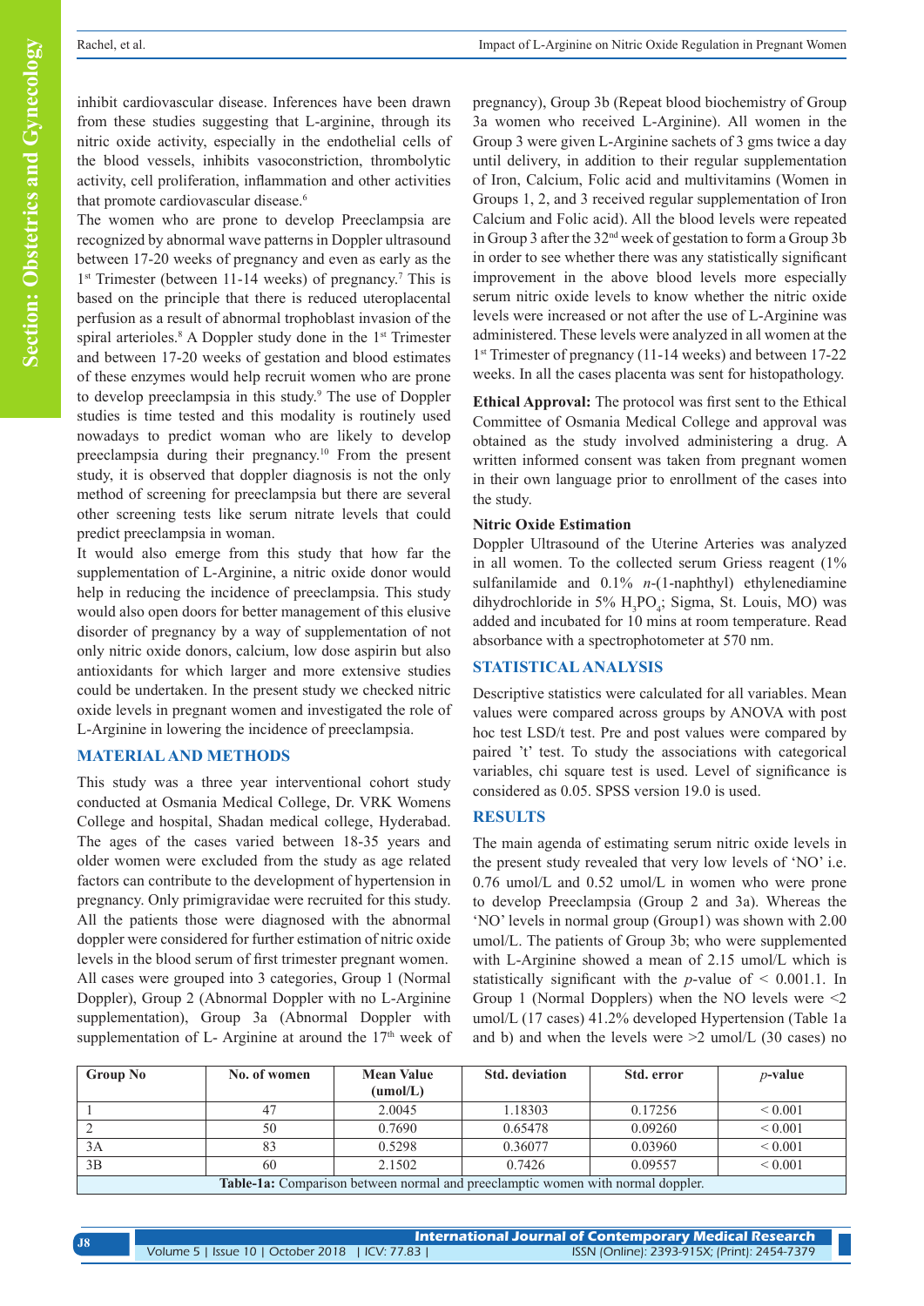inhibit cardiovascular disease. Inferences have been drawn from these studies suggesting that L-arginine, through its nitric oxide activity, especially in the endothelial cells of the blood vessels, inhibits vasoconstriction, thrombolytic activity, cell proliferation, inflammation and other activities that promote cardiovascular disease.[6]

The women who are prone to develop Preeclampsia are recognized by abnormal wave patterns in Doppler ultrasound between 17-20 weeks of pregnancy and even as early as the 1st Trimester (between 11-14 weeks) of pregnancy.[7] This is based on the principle that there is reduced uteroplacental perfusion as a result of abnormal trophoblast invasion of the spiral arterioles.[8] A Doppler study done in the 1st Trimester and between 17-20 weeks of gestation and blood estimates of these enzymes would help recruit women who are prone to develop preeclampsia in this study.[9] The use of Doppler studies is time tested and this modality is routinely used nowadays to predict woman who are likely to develop preeclampsia during their pregnancy.[10] From the present study, it is observed that doppler diagnosis is not the only method of screening for preeclampsia but there are several other screening tests like serum nitrate levels that could predict preeclampsia in woman.

It would also emerge from this study that how far the supplementation of L-Arginine, a nitric oxide donor would help in reducing the incidence of preeclampsia. This study would also open doors for better management of this elusive disorder of pregnancy by a way of supplementation of not only nitric oxide donors, calcium, low dose aspirin but also antioxidants for which larger and more extensive studies could be undertaken. In the present study we checked nitric oxide levels in pregnant women and investigated the role of L-Arginine in lowering the incidence of preeclampsia.

## MATERIAL AND METHODS

This study was a three year interventional cohort study conducted at Osmania Medical College, Dr. VRK Womens College and hospital, Shadan medical college, Hyderabad. The ages of the cases varied between 18-35 years and older women were excluded from the study as age related factors can contribute to the development of hypertension in pregnancy. Only primigravidae were recruited for this study. All the patients those were diagnosed with the abnormal doppler were considered for further estimation of nitric oxide levels in the blood serum of first trimester pregnant women. All cases were grouped into 3 categories, Group 1 (Normal Doppler), Group 2 (Abnormal Doppler with no L-Arginine supplementation), Group 3a (Abnormal Doppler with supplementation of L- Arginine at around the 17th week of pregnancy), Group 3b (Repeat blood biochemistry of Group 3a women who received L-Arginine). All women in the Group 3 were given L-Arginine sachets of 3 gms twice a day until delivery, in addition to their regular supplementation of Iron, Calcium, Folic acid and multivitamins (Women in Groups 1, 2, and 3 received regular supplementation of Iron Calcium and Folic acid). All the blood levels were repeated in Group 3 after the 32nd week of gestation to form a Group 3b in order to see whether there was any statistically significant improvement in the above blood levels more especially serum nitric oxide levels so to know whether the nitric oxide levels were increased or not after the use of L-Arginine was administered. These levels were analyzed in all women at the 1st Trimester of pregnancy (11-14 weeks) and between 17-22 weeks. In all the cases placenta was sent for histopathology.

**Ethical Approval:** The protocol was first sent to the Ethical Committee of Osmania Medical College and approval was obtained as the study involved administering a drug. A written informed consent was taken from pregnant women in their own language prior to enrollment of the cases into the study.

### Nitric Oxide Estimation

Doppler Ultrasound of the Uterine Arteries was analyzed in all women. To the collected serum Griess reagent (1% sulfanilamide and 0.1% *n*-(1-naphthyl) ethylenediamine dihydrochloride in 5% $H_3PO_4$; Sigma, St. Louis, MO) was added and incubated for 10 mins at room temperature. Read absorbance with a spectrophotometer at 570 nm.

## STATISTICAL ANALYSIS

Descriptive statistics were calculated for all variables. Mean values were compared across groups by ANOVA with post hoc test LSD/t test. Pre and post values were compared by paired 't' test. To study the associations with categorical variables, chi square test is used. Level of significance is considered as 0.05. SPSS version 19.0 is used.

## RESULTS

The main agenda of estimating serum nitric oxide levels in the present study revealed that very low levels of 'NO' i.e. 0.76 umol/L and 0.52 umol/L in women who were prone to develop Preeclampsia (Group 2 and 3a). Whereas the 'NO' levels in normal group (Group1) was shown with 2.00 umol/L. The patients of Group 3b; who were supplemented with L-Arginine showed a mean of 2.15 umol/L which is statistically significant with the *p*-value of < 0.001.1. In Group 1 (Normal Dopplers) when the NO levels were <2 umol/L (17 cases) 41.2% developed Hypertension (Table 1a and b) and when the levels were >2 umol/L (30 cases) no

| Group No | No. of women | Mean Value (umol/L) | Std. deviation | Std. error | *p*-value |
|---|---|---|---|---|---|
| 1 | 47 | 2.0045 | 1.18303 | 0.17256 | < 0.001 |
| 2 | 50 | 0.7690 | 0.65478 | 0.09260 | < 0.001 |
| 3A | 83 | 0.5298 | 0.36077 | 0.03960 | < 0.001 |
| 3B | 60 | 2.1502 | 0.7426 | 0.09557 | < 0.001 |

**Table-1a:** Comparison between normal and preeclamptic women with normal doppler.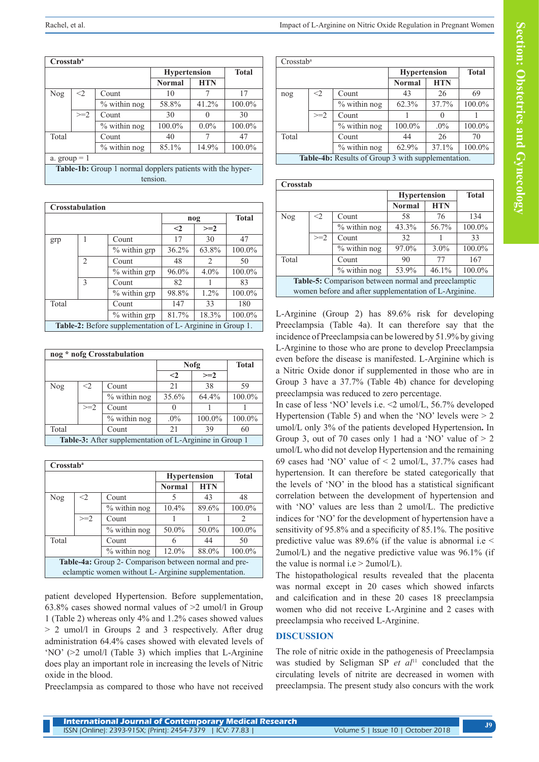| Crosstab[a] | | | | | |
|---|---|---|---|---|---|
| | | | Hypertension | | Total |
| | | | Normal | HTN | |
| Nog | <2 | Count | 10 | 7 | 17 |
| | | % within nog | 58.8% | 41.2% | 100.0% |
| | >=2 | Count | 30 | 0 | 30 |
| | | % within nog | 100.0% | 0.0% | 100.0% |
| Total | | Count | 40 | 7 | 47 |
| | | % within nog | 85.1% | 14.9% | 100.0% |
| a. group = 1 | | | | | |

**Table-1b:** Group 1 normal dopplers patients with the hypertension.

| Crosstabulation | | | | | |
|---|---|---|---|---|---|
| | | | nog | | Total |
| | | | <2 | >=2 | |
| grp | 1 | Count | 17 | 30 | 47 |
| | | % within grp | 36.2% | 63.8% | 100.0% |
| | 2 | Count | 48 | 2 | 50 |
| | | % within grp | 96.0% | 4.0% | 100.0% |
| | 3 | Count | 82 | 1 | 83 |
| | | % within grp | 98.8% | 1.2% | 100.0% |
| Total | | Count | 147 | 33 | 180 |
| | | % within grp | 81.7% | 18.3% | 100.0% |

**Table-2:** Before supplementation of L- Arginine in Group 1.

| nog * nofg Crosstabulation | | | | | |
|---|---|---|---|---|---|
| | | | Nofg | | Total |
| | | | <2 | >=2 | |
| Nog | <2 | Count | 21 | 38 | 59 |
| | | % within nog | 35.6% | 64.4% | 100.0% |
| | >=2 | Count | 0 | 1 | 1 |
| | | % within nog | .0% | 100.0% | 100.0% |
| Total | | Count | 21 | 39 | 60 |

**Table-3:** After supplementation of L-Arginine in Group 1

| Crosstab[a] | | | | | |
|---|---|---|---|---|---|
| | | | Hypertension | | Total |
| | | | Normal | HTN | |
| Nog | <2 | Count | 5 | 43 | 48 |
| | | % within nog | 10.4% | 89.6% | 100.0% |
| | >=2 | Count | 1 | 1 | 2 |
| | | % within nog | 50.0% | 50.0% | 100.0% |
| Total | | Count | 6 | 44 | 50 |
| | | % within nog | 12.0% | 88.0% | 100.0% |

**Table-4a:** Group 2- Comparison between normal and preeclamptic women without L- Arginine supplementation.

patient developed Hypertension. Before supplementation, 63.8% cases showed normal values of >2 umol/l in Group 1 (Table 2) whereas only 4% and 1.2% cases showed values > 2 umol/l in Groups 2 and 3 respectively. After drug administration 64.4% cases showed with elevated levels of 'NO' (>2 umol/l (Table 3) which implies that L-Arginine does play an important role in increasing the levels of Nitric oxide in the blood.

Preeclampsia as compared to those who have not received

| Crosstab[a] | | | | | |
|---|---|---|---|---|---|
| | | | Hypertension | | Total |
| | | | Normal | HTN | |
| nog | <2 | Count | 43 | 26 | 69 |
| | | % within nog | 62.3% | 37.7% | 100.0% |
| | >=2 | Count | 1 | 0 | 1 |
| | | % within nog | 100.0% | .0% | 100.0% |
| Total | | Count | 44 | 26 | 70 |
| | | % within nog | 62.9% | 37.1% | 100.0% |

**Table-4b:** Results of Group 3 with supplementation.

| Crosstab | | | | | |
|---|---|---|---|---|---|
| | | | Hypertension | | Total |
| | | | Normal | HTN | |
| Nog | <2 | Count | 58 | 76 | 134 |
| | | % within nog | 43.3% | 56.7% | 100.0% |
| | >=2 | Count | 32 | 1 | 33 |
| | | % within nog | 97.0% | 3.0% | 100.0% |
| Total | | Count | 90 | 77 | 167 |
| | | % within nog | 53.9% | 46.1% | 100.0% |

**Table-5:** Comparison between normal and preeclamptic women before and after supplementation of L-Arginine.

L-Arginine (Group 2) has 89.6% risk for developing Preeclampsia (Table 4a). It can therefore say that the incidence of Preeclampsia can be lowered by 51.9% by giving L-Arginine to those who are prone to develop Preeclampsia even before the disease is manifested. L-Arginine which is a Nitric Oxide donor if supplemented in those who are in Group 3 have a 37.7% (Table 4b) chance for developing preeclampsia was reduced to zero percentage.

In case of less 'NO' levels i.e. <2 umol/L, 56.7% developed Hypertension (Table 5) and when the 'NO' levels were > 2 umol/L only 3% of the patients developed Hypertension. **In** Group 3, out of 70 cases only 1 had a 'NO' value of > 2 umol/L who did not develop Hypertension and the remaining 69 cases had 'NO' value of < 2 umol/L, 37.7% cases had hypertension. It can therefore be stated categorically that the levels of 'NO' in the blood has a statistical significant correlation between the development of hypertension and with 'NO' values are less than 2 umol/L. The predictive indices for 'NO' for the development of hypertension have a sensitivity of 95.8% and a specificity of 85.1%. The positive predictive value was 89.6% (if the value is abnormal i.e < 2umol/L) and the negative predictive value was 96.1% (if the value is normal i.e > 2umol/L).

The histopathological results revealed that the placenta was normal except in 20 cases which showed infarcts and calcification and in these 20 cases 18 preeclampsia women who did not receive L-Arginine and 2 cases with preeclampsia who received L-Arginine.

## DISCUSSION

The role of nitric oxide in the pathogenesis of Preeclampsia was studied by Seligman SP *et al*[11] concluded that the circulating levels of nitrite are decreased in women with preeclampsia. The present study also concurs with the work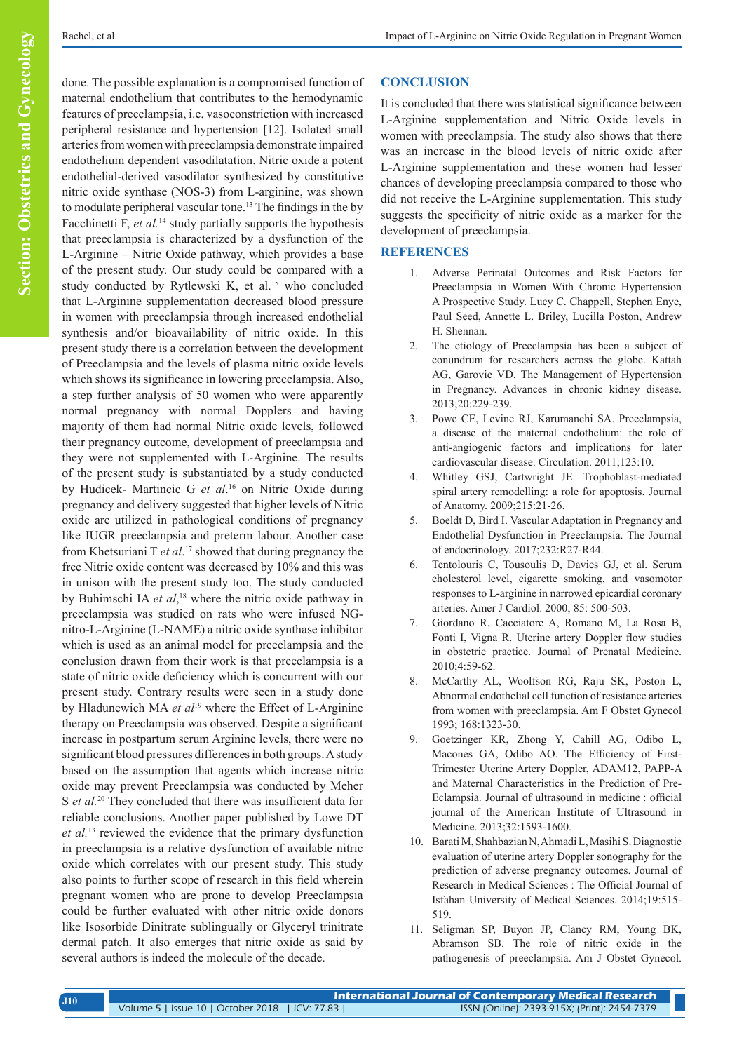done. The possible explanation is a compromised function of maternal endothelium that contributes to the hemodynamic features of preeclampsia, i.e. vasoconstriction with increased peripheral resistance and hypertension [12]. Isolated small arteries from women with preeclampsia demonstrate impaired endothelium dependent vasodilatation. Nitric oxide a potent endothelial-derived vasodilator synthesized by constitutive nitric oxide synthase (NOS-3) from L-arginine, was shown to modulate peripheral vascular tone.[13] The findings in the by Facchinetti F, *et al.*[14] study partially supports the hypothesis that preeclampsia is characterized by a dysfunction of the L-Arginine – Nitric Oxide pathway, which provides a base of the present study. Our study could be compared with a study conducted by Rytlewski K, et al.[15] who concluded that L-Arginine supplementation decreased blood pressure in women with preeclampsia through increased endothelial synthesis and/or bioavailability of nitric oxide. In this present study there is a correlation between the development of Preeclampsia and the levels of plasma nitric oxide levels which shows its significance in lowering preeclampsia. Also, a step further analysis of 50 women who were apparently normal pregnancy with normal Dopplers and having majority of them had normal Nitric oxide levels, followed their pregnancy outcome, development of preeclampsia and they were not supplemented with L-Arginine. The results of the present study is substantiated by a study conducted by Hudicek- Martincic G *et al*.[16] on Nitric Oxide during pregnancy and delivery suggested that higher levels of Nitric oxide are utilized in pathological conditions of pregnancy like IUGR preeclampsia and preterm labour. Another case from Khetsuriani T *et al*.[17] showed that during pregnancy the free Nitric oxide content was decreased by 10% and this was in unison with the present study too. The study conducted by Buhimschi IA *et al*,[18] where the nitric oxide pathway in preeclampsia was studied on rats who were infused NG-nitro-L-Arginine (L-NAME) a nitric oxide synthase inhibitor which is used as an animal model for preeclampsia and the conclusion drawn from their work is that preeclampsia is a state of nitric oxide deficiency which is concurrent with our present study. Contrary results were seen in a study done by Hladunewich MA *et al*[19] where the Effect of L-Arginine therapy on Preeclampsia was observed. Despite a significant increase in postpartum serum Arginine levels, there were no significant blood pressures differences in both groups. A study based on the assumption that agents which increase nitric oxide may prevent Preeclampsia was conducted by Meher S *et al.*[20] They concluded that there was insufficient data for reliable conclusions. Another paper published by Lowe DT *et al.*[13] reviewed the evidence that the primary dysfunction in preeclampsia is a relative dysfunction of available nitric oxide which correlates with our present study. This study also points to further scope of research in this field wherein pregnant women who are prone to develop Preeclampsia could be further evaluated with other nitric oxide donors like Isosorbide Dinitrate sublingually or Glyceryl trinitrate dermal patch. It also emerges that nitric oxide as said by several authors is indeed the molecule of the decade.

## CONCLUSION

It is concluded that there was statistical significance between L-Arginine supplementation and Nitric Oxide levels in women with preeclampsia. The study also shows that there was an increase in the blood levels of nitric oxide after L-Arginine supplementation and these women had lesser chances of developing preeclampsia compared to those who did not receive the L-Arginine supplementation. This study suggests the specificity of nitric oxide as a marker for the development of preeclampsia.

## REFERENCES

1. Adverse Perinatal Outcomes and Risk Factors for Preeclampsia in Women With Chronic Hypertension A Prospective Study. Lucy C. Chappell, Stephen Enye, Paul Seed, Annette L. Briley, Lucilla Poston, Andrew H. Shennan.
2. The etiology of Preeclampsia has been a subject of conundrum for researchers across the globe. Kattah AG, Garovic VD. The Management of Hypertension in Pregnancy. Advances in chronic kidney disease. 2013;20:229-239.
3. Powe CE, Levine RJ, Karumanchi SA. Preeclampsia, a disease of the maternal endothelium: the role of anti-angiogenic factors and implications for later cardiovascular disease. Circulation. 2011;123:10.
4. Whitley GSJ, Cartwright JE. Trophoblast-mediated spiral artery remodelling: a role for apoptosis. Journal of Anatomy. 2009;215:21-26.
5. Boeldt D, Bird I. Vascular Adaptation in Pregnancy and Endothelial Dysfunction in Preeclampsia. The Journal of endocrinology. 2017;232:R27-R44.
6. Tentolouris C, Tousoulis D, Davies GJ, et al. Serum cholesterol level, cigarette smoking, and vasomotor responses to L-arginine in narrowed epicardial coronary arteries. Amer J Cardiol. 2000; 85: 500-503.
7. Giordano R, Cacciatore A, Romano M, La Rosa B, Fonti I, Vigna R. Uterine artery Doppler flow studies in obstetric practice. Journal of Prenatal Medicine. 2010;4:59-62.
8. McCarthy AL, Woolfson RG, Raju SK, Poston L, Abnormal endothelial cell function of resistance arteries from women with preeclampsia. Am F Obstet Gynecol 1993; 168:1323-30.
9. Goetzinger KR, Zhong Y, Cahill AG, Odibo L, Macones GA, Odibo AO. The Efficiency of First-Trimester Uterine Artery Doppler, ADAM12, PAPP-A and Maternal Characteristics in the Prediction of Pre-Eclampsia. Journal of ultrasound in medicine : official journal of the American Institute of Ultrasound in Medicine. 2013;32:1593-1600.
10. Barati M, Shahbazian N, Ahmadi L, Masihi S. Diagnostic evaluation of uterine artery Doppler sonography for the prediction of adverse pregnancy outcomes. Journal of Research in Medical Sciences : The Official Journal of Isfahan University of Medical Sciences. 2014;19:515-519.
11. Seligman SP, Buyon JP, Clancy RM, Young BK, Abramson SB. The role of nitric oxide in the pathogenesis of preeclampsia. Am J Obstet Gynecol.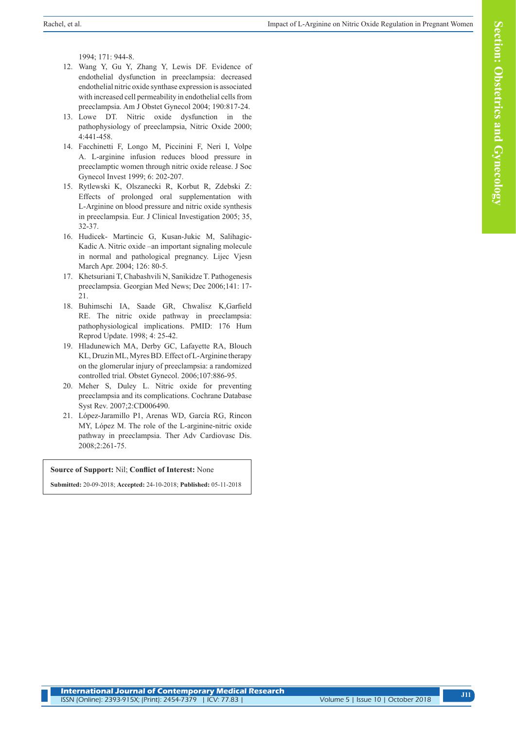1994; 171: 944-8.

12. Wang Y, Gu Y, Zhang Y, Lewis DF. Evidence of endothelial dysfunction in preeclampsia: decreased endothelial nitric oxide synthase expression is associated with increased cell permeability in endothelial cells from preeclampsia. Am J Obstet Gynecol 2004; 190:817-24.
13. Lowe DT. Nitric oxide dysfunction in the pathophysiology of preeclampsia, Nitric Oxide 2000; 4:441-458.
14. Facchinetti F, Longo M, Piccinini F, Neri I, Volpe A. L-arginine infusion reduces blood pressure in preeclamptic women through nitric oxide release. J Soc Gynecol Invest 1999; 6: 202-207.
15. Rytlewski K, Olszanecki R, Korbut R, Zdebski Z: Effects of prolonged oral supplementation with L-Arginine on blood pressure and nitric oxide synthesis in preeclampsia. Eur. J Clinical Investigation 2005; 35, 32-37.
16. Hudicek- Martincic G, Kusan-Jukic M, Salihagic-Kadic A. Nitric oxide –an important signaling molecule in normal and pathological pregnancy. Lijec Vjesn March Apr. 2004; 126: 80-5.
17. Khetsuriani T, Chabashvili N, Sanikidze T. Pathogenesis preeclampsia. Georgian Med News; Dec 2006;141: 17-21.
18. Buhimschi IA, Saade GR, Chwalisz K,Garfield RE. The nitric oxide pathway in preeclampsia: pathophysiological implications. PMID: 176 Hum Reprod Update. 1998; 4: 25-42.
19. Hladunewich MA, Derby GC, Lafayette RA, Blouch KL, Druzin ML, Myres BD. Effect of L-Arginine therapy on the glomerular injury of preeclampsia: a randomized controlled trial. Obstet Gynecol. 2006;107:886-95.
20. Meher S, Duley L. Nitric oxide for preventing preeclampsia and its complications. Cochrane Database Syst Rev. 2007;2:CD006490.
21. López-Jaramillo P1, Arenas WD, García RG, Rincon MY, López M. The role of the L-arginine-nitric oxide pathway in preeclampsia. Ther Adv Cardiovasc Dis. 2008;2:261-75.

**Source of Support:** Nil; **Conflict of Interest:** None

**Submitted:** 20-09-2018; **Accepted:** 24-10-2018; **Published:** 05-11-2018